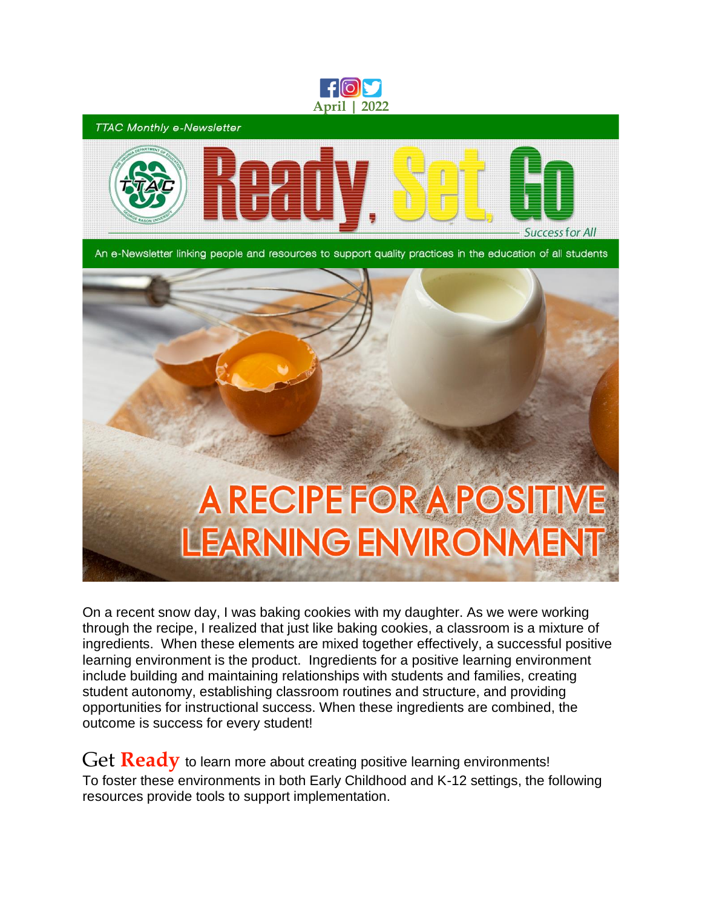April | 2022

TTAC Monthly e-Newsletter

# Ready, Set, Go

Success for All

An e-Newsletter linking people and resources to support quality practices in the education of all students

## A RECIPE FOR A POSITIVE LEARNING ENVIRONMENT

On a recent snow day, I was baking cookies with my daughter. As we were working through the recipe, I realized that just like baking cookies, a classroom is a mixture of ingredients. When these elements are mixed together effectively, a successful positive learning environment is the product. Ingredients for a positive learning environment include building and maintaining relationships with students and families, creating student autonomy, establishing classroom routines and structure, and providing opportunities for instructional success. When these ingredients are combined, the outcome is success for every student!

Get **Ready** to learn more about creating positive learning environments!
To foster these environments in both Early Childhood and K-12 settings, the following resources provide tools to support implementation.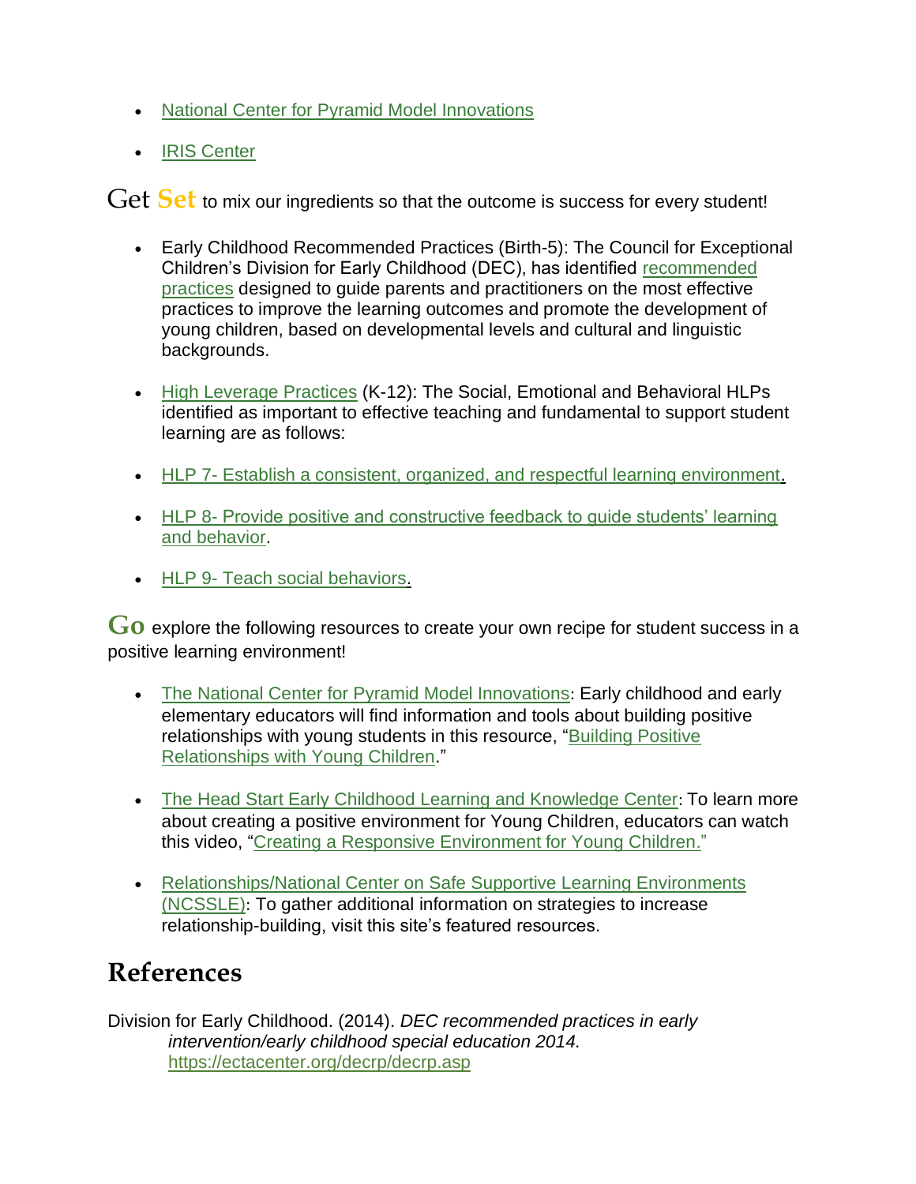- National Center for Pyramid Model Innovations
- IRIS Center

**Get Set** to mix our ingredients so that the outcome is success for every student!

- Early Childhood Recommended Practices (Birth-5): The Council for Exceptional Children's Division for Early Childhood (DEC), has identified recommended practices designed to guide parents and practitioners on the most effective practices to improve the learning outcomes and promote the development of young children, based on developmental levels and cultural and linguistic backgrounds.
- High Leverage Practices (K-12): The Social, Emotional and Behavioral HLPs identified as important to effective teaching and fundamental to support student learning are as follows:
- HLP 7- Establish a consistent, organized, and respectful learning environment.
- HLP 8- Provide positive and constructive feedback to guide students' learning and behavior.
- HLP 9- Teach social behaviors.

**Go** explore the following resources to create your own recipe for student success in a positive learning environment!

- The National Center for Pyramid Model Innovations: Early childhood and early elementary educators will find information and tools about building positive relationships with young students in this resource, "Building Positive Relationships with Young Children."
- The Head Start Early Childhood Learning and Knowledge Center: To learn more about creating a positive environment for Young Children, educators can watch this video, "Creating a Responsive Environment for Young Children."
- Relationships/National Center on Safe Supportive Learning Environments (NCSSLE): To gather additional information on strategies to increase relationship-building, visit this site's featured resources.

## References

Division for Early Childhood. (2014). *DEC recommended practices in early intervention/early childhood special education 2014.* https://ectacenter.org/decrp/decrp.asp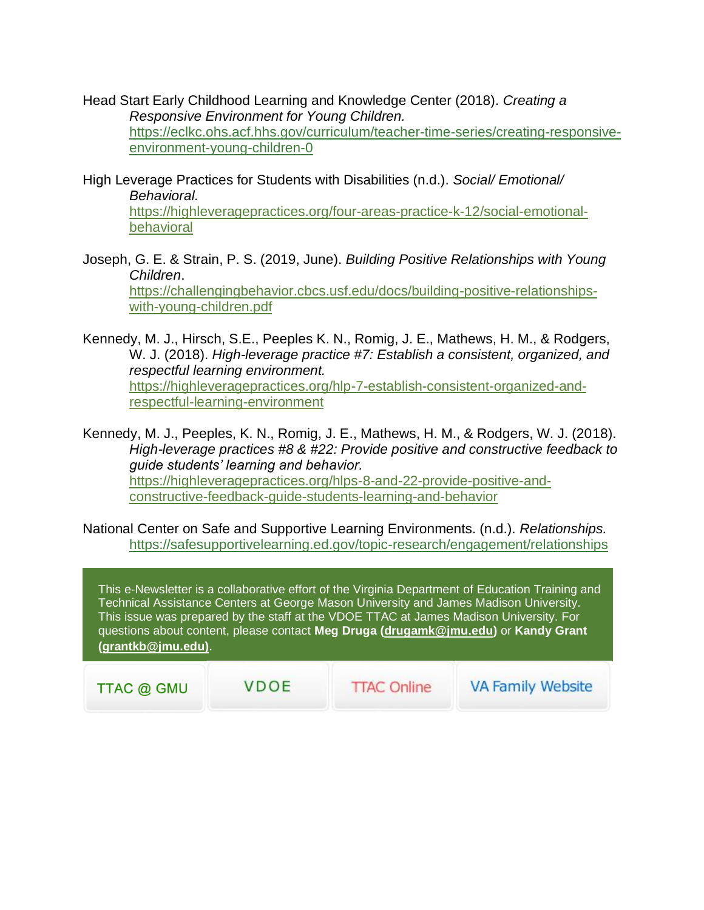Head Start Early Childhood Learning and Knowledge Center (2018). *Creating a Responsive Environment for Young Children.* https://eclkc.ohs.acf.hhs.gov/curriculum/teacher-time-series/creating-responsive-environment-young-children-0

High Leverage Practices for Students with Disabilities (n.d.). *Social/ Emotional/ Behavioral.* https://highleveragepractices.org/four-areas-practice-k-12/social-emotional-behavioral

Joseph, G. E. & Strain, P. S. (2019, June). *Building Positive Relationships with Young Children*. https://challengingbehavior.cbcs.usf.edu/docs/building-positive-relationships-with-young-children.pdf

Kennedy, M. J., Hirsch, S.E., Peeples K. N., Romig, J. E., Mathews, H. M., & Rodgers, W. J. (2018). *High-leverage practice #7: Establish a consistent, organized, and respectful learning environment.* https://highleveragepractices.org/hlp-7-establish-consistent-organized-and-respectful-learning-environment

Kennedy, M. J., Peeples, K. N., Romig, J. E., Mathews, H. M., & Rodgers, W. J. (2018). *High-leverage practices #8 & #22: Provide positive and constructive feedback to guide students' learning and behavior.* https://highleveragepractices.org/hlps-8-and-22-provide-positive-and-constructive-feedback-guide-students-learning-and-behavior

National Center on Safe and Supportive Learning Environments. (n.d.). *Relationships.* https://safesupportivelearning.ed.gov/topic-research/engagement/relationships

This e-Newsletter is a collaborative effort of the Virginia Department of Education Training and Technical Assistance Centers at George Mason University and James Madison University. This issue was prepared by the staff at the VDOE TTAC at James Madison University. For questions about content, please contact **Meg Druga (drugamk@jmu.edu)** or **Kandy Grant (grantkb@jmu.edu)**.

TTAC @ GMU | VDOE | TTAC Online | VA Family Website